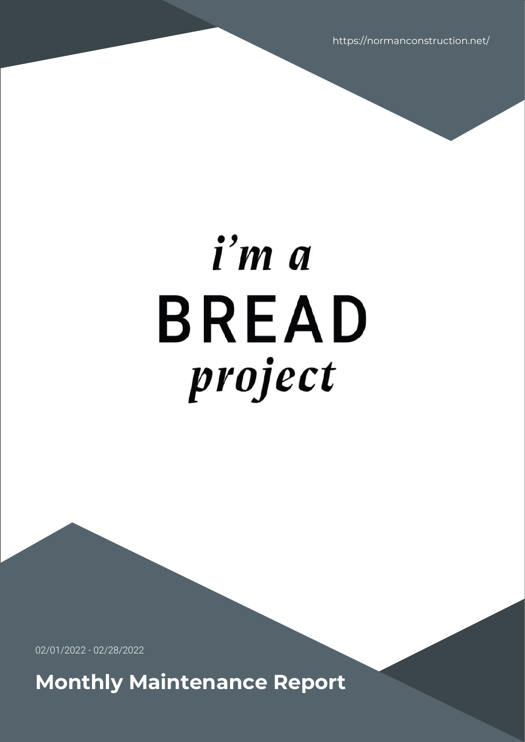https://normanconstruction.net/

*i'm a*

BREAD

*project*

02/01/2022 - 02/28/2022

# Monthly Maintenance Report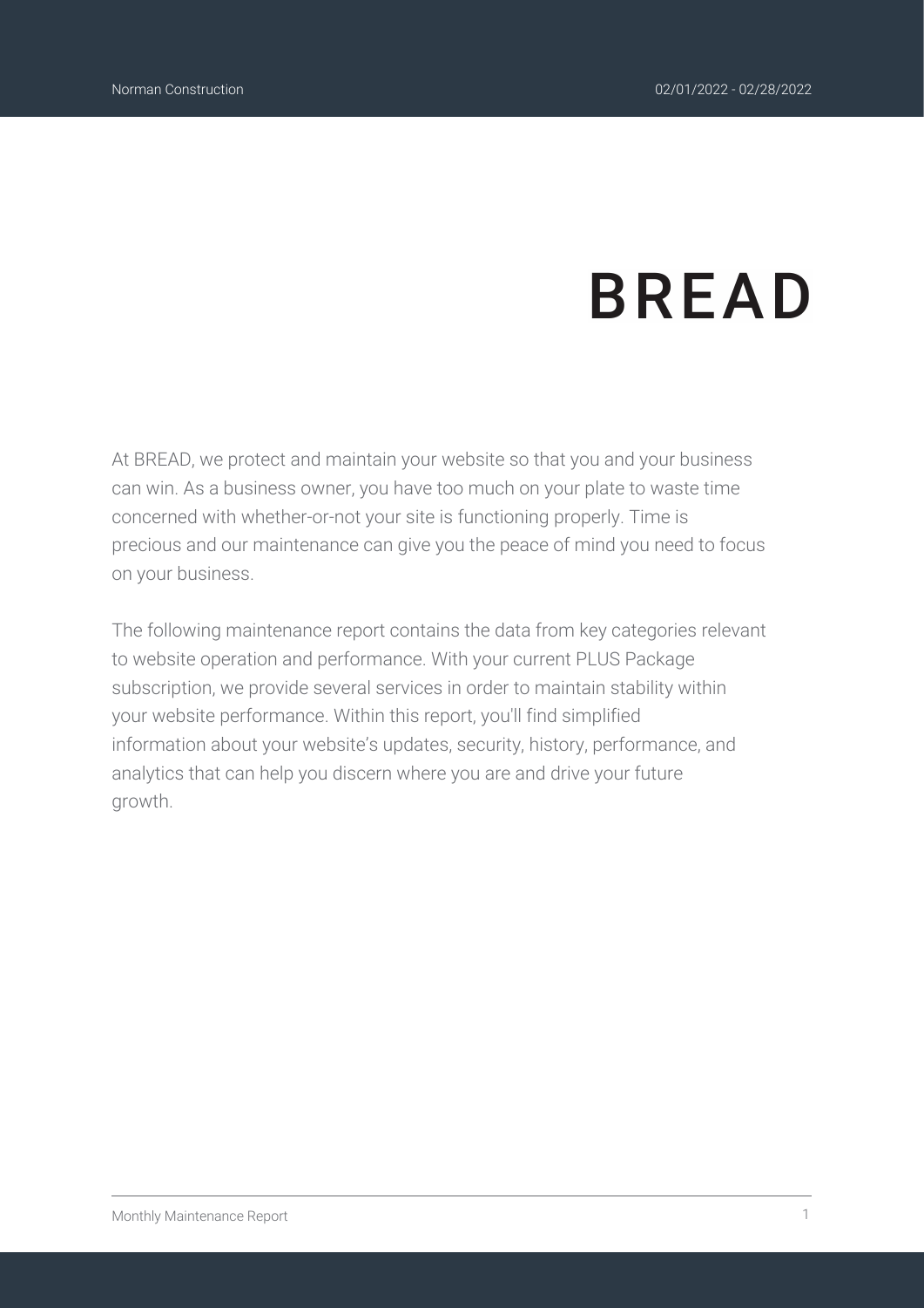# BREAD

At BREAD, we protect and maintain your website so that you and your business can win. As a business owner, you have too much on your plate to waste time concerned with whether-or-not your site is functioning properly. Time is precious and our maintenance can give you the peace of mind you need to focus on your business.

The following maintenance report contains the data from key categories relevant to website operation and performance. With your current PLUS Package subscription, we provide several services in order to maintain stability within your website performance. Within this report, you'll find simplified information about your website's updates, security, history, performance, and analytics that can help you discern where you are and drive your future growth.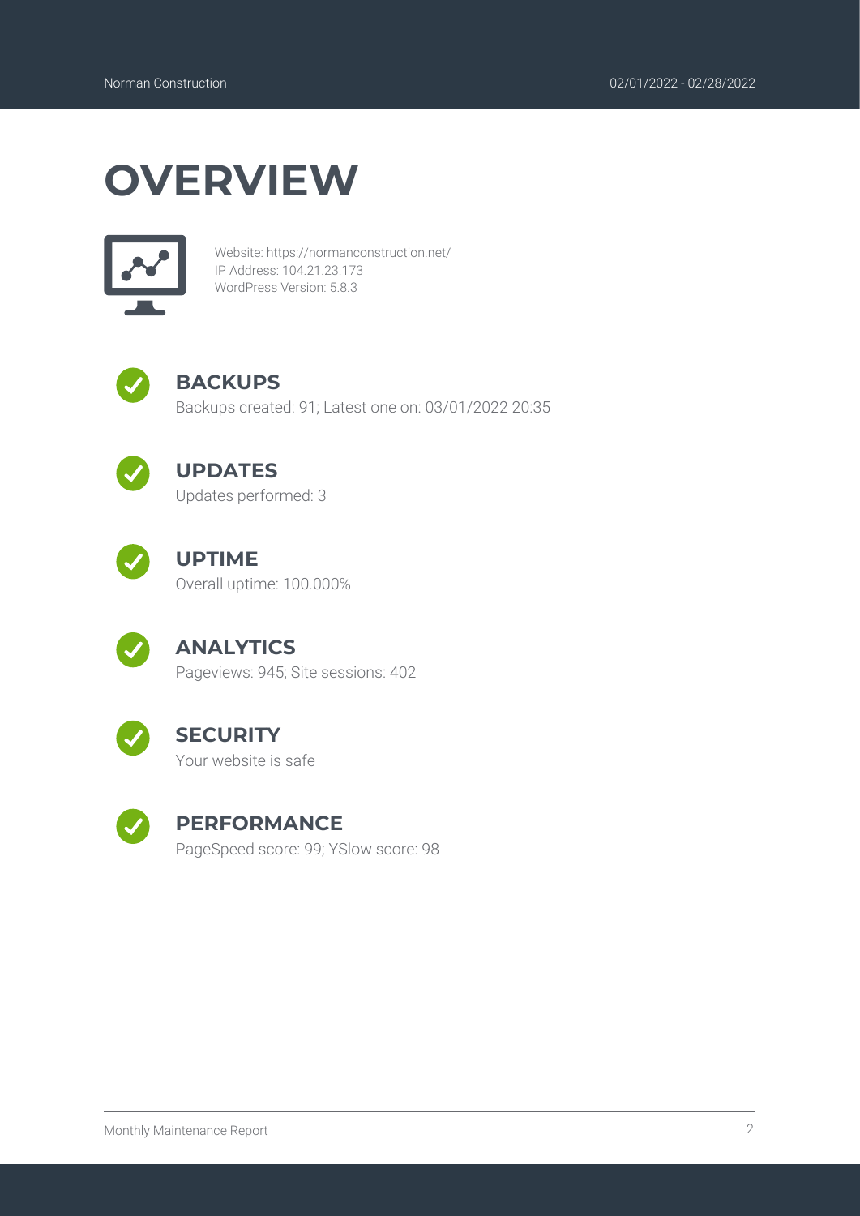# OVERVIEW

Website: https://normanconstruction.net/
IP Address: 104.21.23.173
WordPress Version: 5.8.3

## BACKUPS

Backups created: 91; Latest one on: 03/01/2022 20:35

## UPDATES

Updates performed: 3

## UPTIME

Overall uptime: 100.000%

## ANALYTICS

Pageviews: 945; Site sessions: 402

## SECURITY

Your website is safe

## PERFORMANCE

PageSpeed score: 99; YSlow score: 98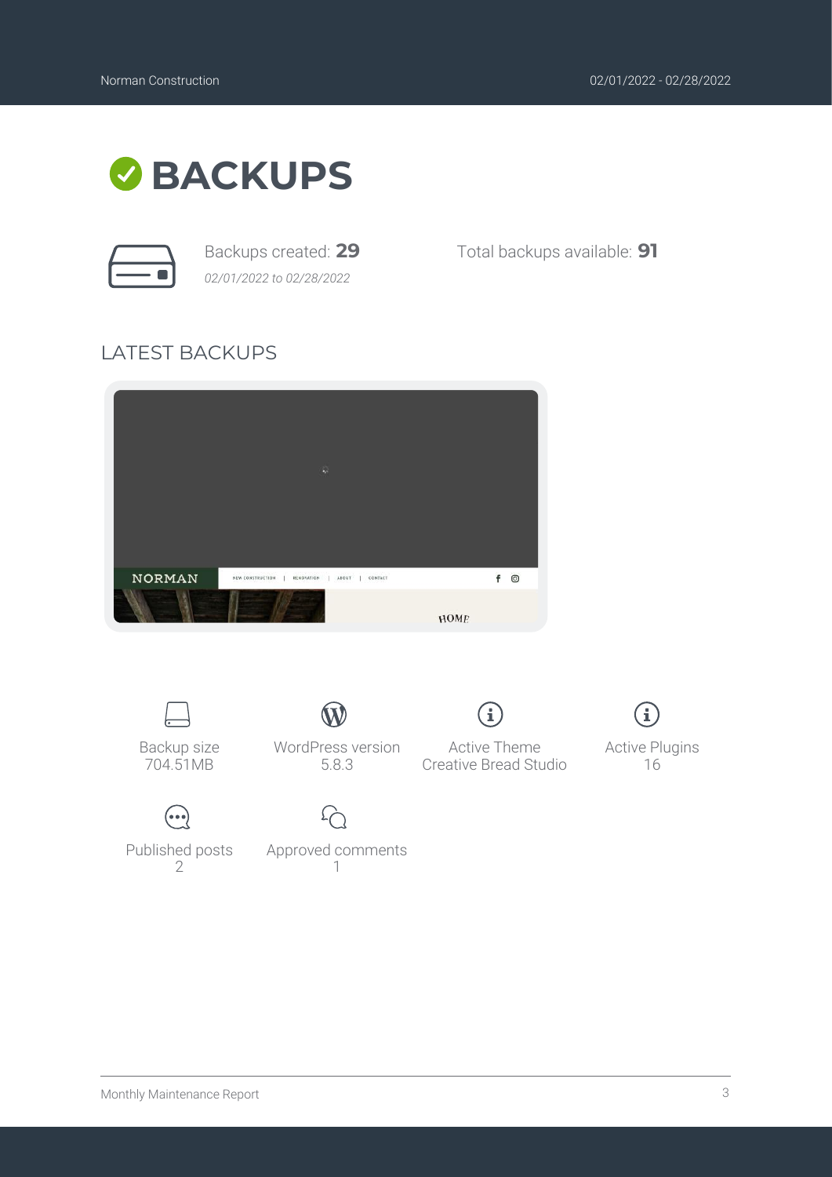# BACKUPS

Backups created: **29**
*02/01/2022 to 02/28/2022*

Total backups available: **91**

## LATEST BACKUPS

Backup size
704.51MB

WordPress version
5.8.3

Active Theme
Creative Bread Studio

Active Plugins
16

Published posts
2

Approved comments
1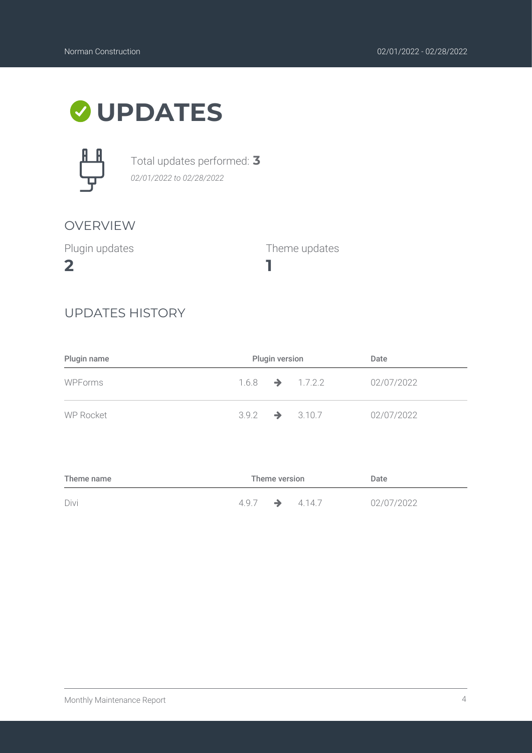# UPDATES

Total updates performed: **3**

*02/01/2022 to 02/28/2022*

## OVERVIEW

Plugin updates

**2**

Theme updates

**1**

## UPDATES HISTORY

| Plugin name | Plugin version | Date |
|---|---|---|
| WPForms | 1.6.8 → 1.7.2.2 | 02/07/2022 |
| WP Rocket | 3.9.2 → 3.10.7 | 02/07/2022 |

| Theme name | Theme version | Date |
|---|---|---|
| Divi | 4.9.7 → 4.14.7 | 02/07/2022 |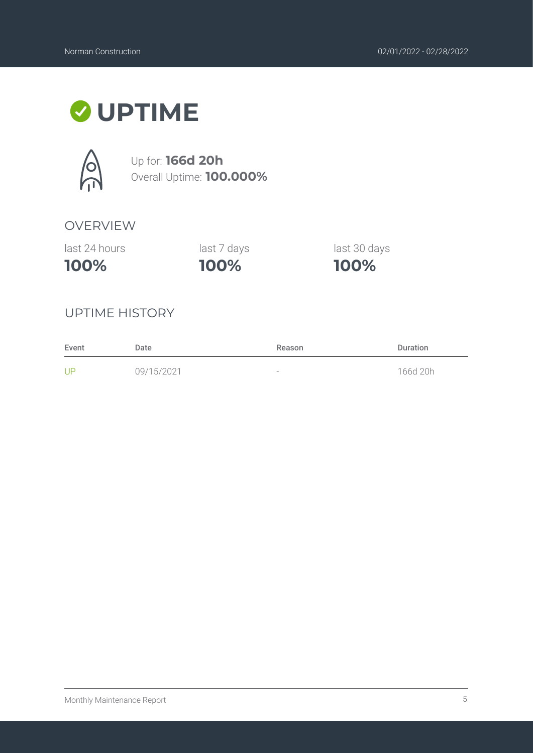# UPTIME

Up for: **166d 20h**
Overall Uptime: **100.000%**

## OVERVIEW

| last 24 hours | last 7 days | last 30 days |
|---|---|---|
| **100%** | **100%** | **100%** |

## UPTIME HISTORY

| Event | Date | Reason | Duration |
|---|---|---|---|
| UP | 09/15/2021 | - | 166d 20h |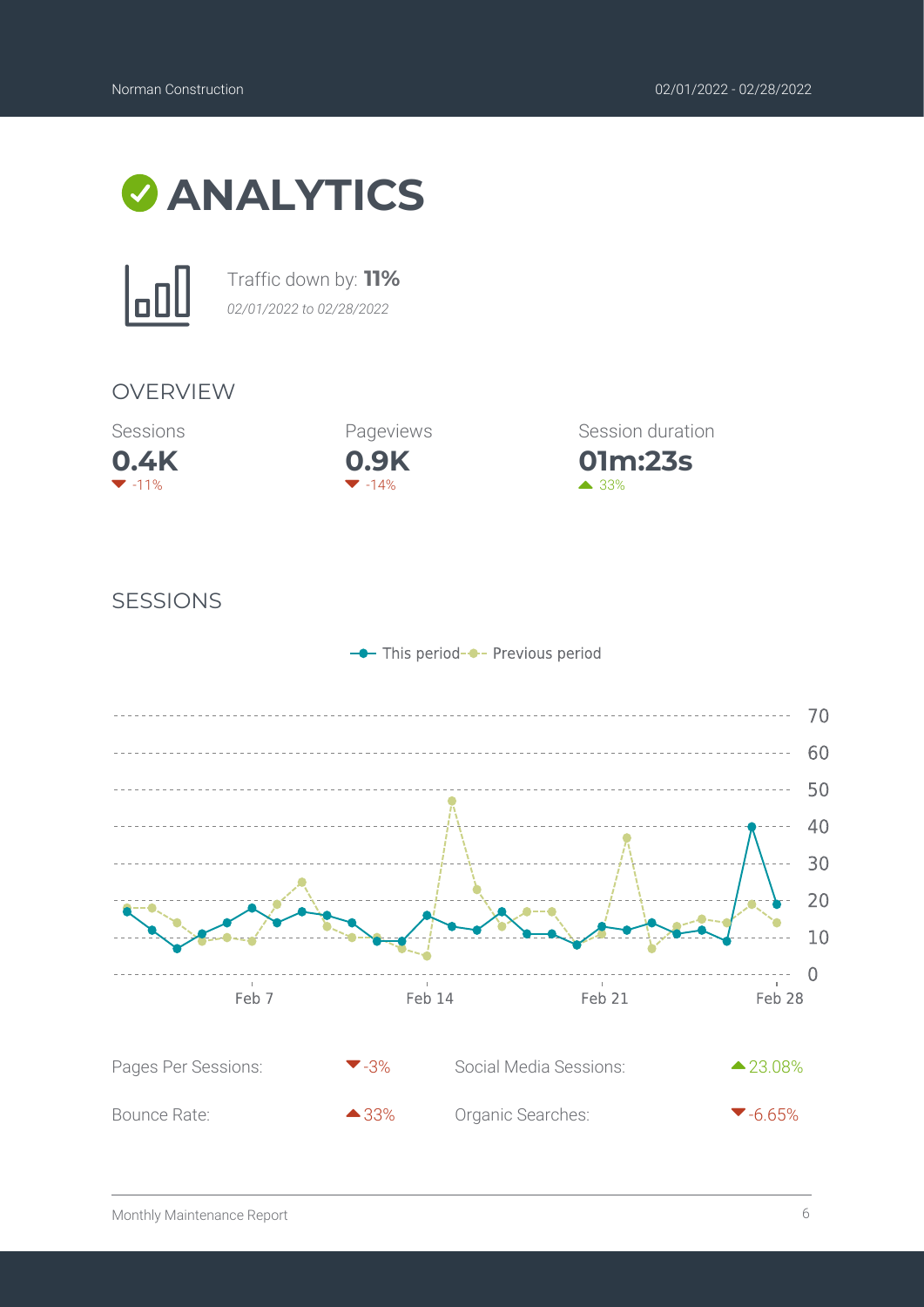# ANALYTICS

Traffic down by: **11%**

*02/01/2022 to 02/28/2022*

## OVERVIEW

| Sessions | Pageviews | Session duration |
|---|---|---|
| **0.4K** | **0.9K** | **01m:23s** |
| ▼ -11% | ▼ -14% | ▲ 33% |

## SESSIONS

This period / Previous period

| | | | |
|---|---|---|---|
| Pages Per Sessions: | ▼-3% | Social Media Sessions: | ▲23.08% |
| Bounce Rate: | ▲33% | Organic Searches: | ▼-6.65% |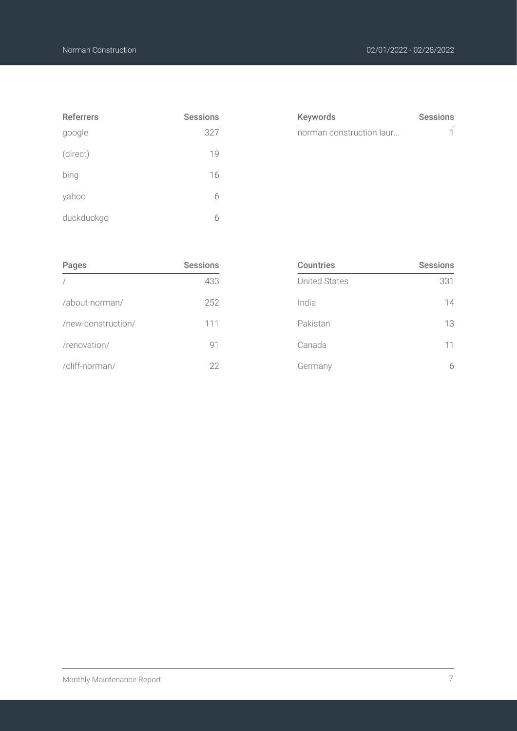| Referrers | Sessions |
|---|---|
| google | 327 |
| (direct) | 19 |
| bing | 16 |
| yahoo | 6 |
| duckduckgo | 6 |

| Keywords | Sessions |
|---|---|
| norman construction laur... | 1 |

| Pages | Sessions |
|---|---|
| / | 433 |
| /about-norman/ | 252 |
| /new-construction/ | 111 |
| /renovation/ | 91 |
| /cliff-norman/ | 22 |

| Countries | Sessions |
|---|---|
| United States | 331 |
| India | 14 |
| Pakistan | 13 |
| Canada | 11 |
| Germany | 6 |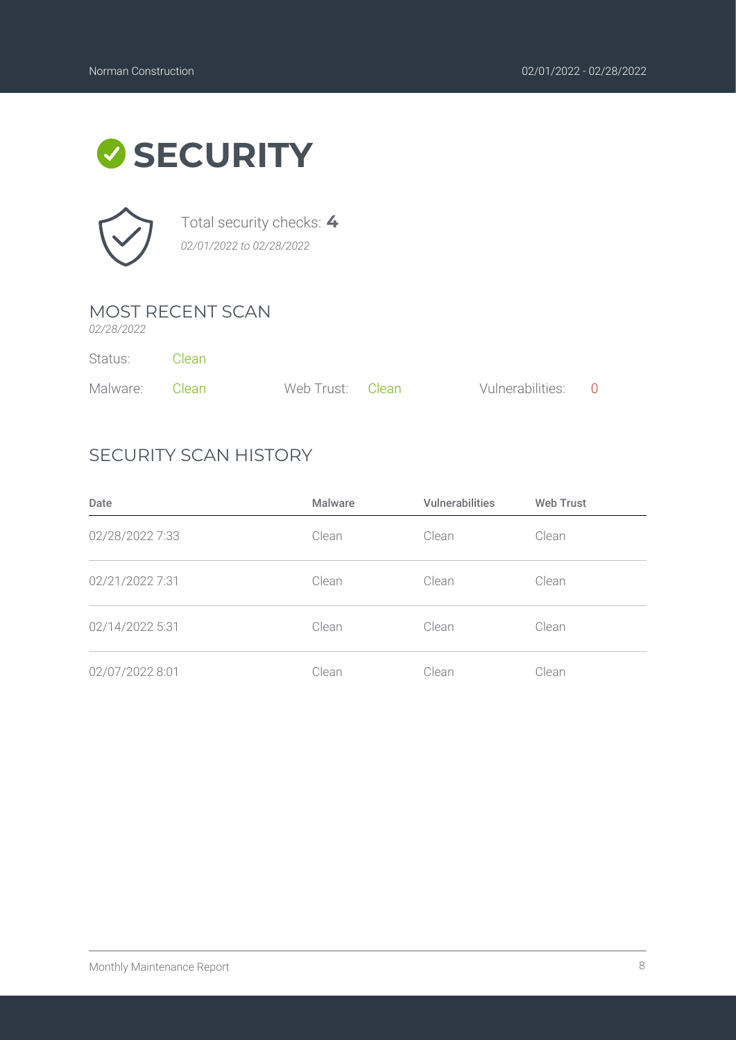# SECURITY

Total security checks: **4**

*02/01/2022 to 02/28/2022*

## MOST RECENT SCAN

*02/28/2022*

Status: Clean

Malware: Clean

Web Trust: Clean

Vulnerabilities: 0

## SECURITY SCAN HISTORY

| Date | Malware | Vulnerabilities | Web Trust |
|---|---|---|---|
| 02/28/2022 7:33 | Clean | Clean | Clean |
| 02/21/2022 7:31 | Clean | Clean | Clean |
| 02/14/2022 5:31 | Clean | Clean | Clean |
| 02/07/2022 8:01 | Clean | Clean | Clean |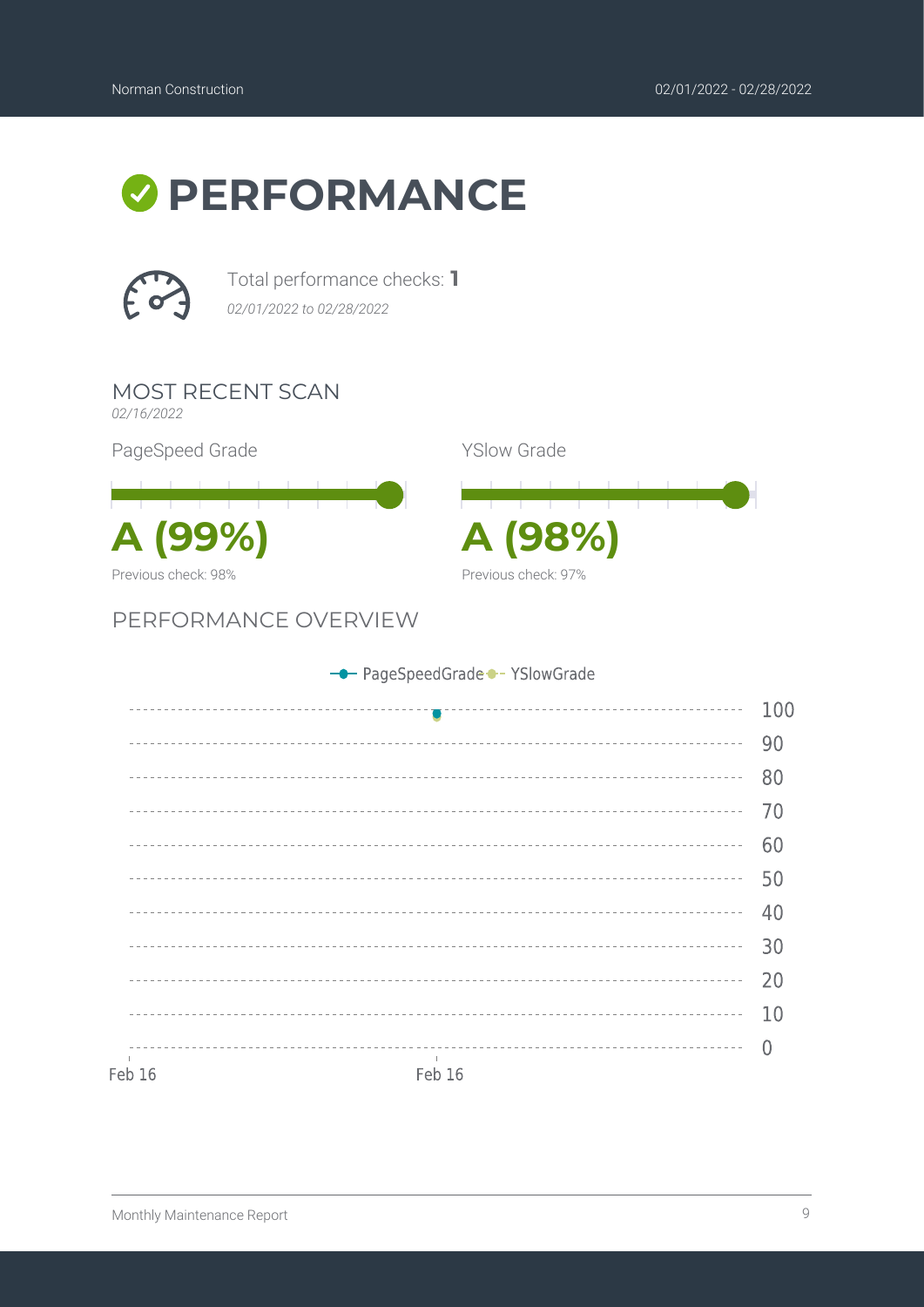# PERFORMANCE

Total performance checks: **1**

*02/01/2022 to 02/28/2022*

## MOST RECENT SCAN

*02/16/2022*

PageSpeed Grade

**A (99%)**

Previous check: 98%

YSlow Grade

**A (98%)**

Previous check: 97%

## PERFORMANCE OVERVIEW

PageSpeedGrade YSlowGrade

100
90
80
70
60
50
40
30
20
10
0

Feb 16 Feb 16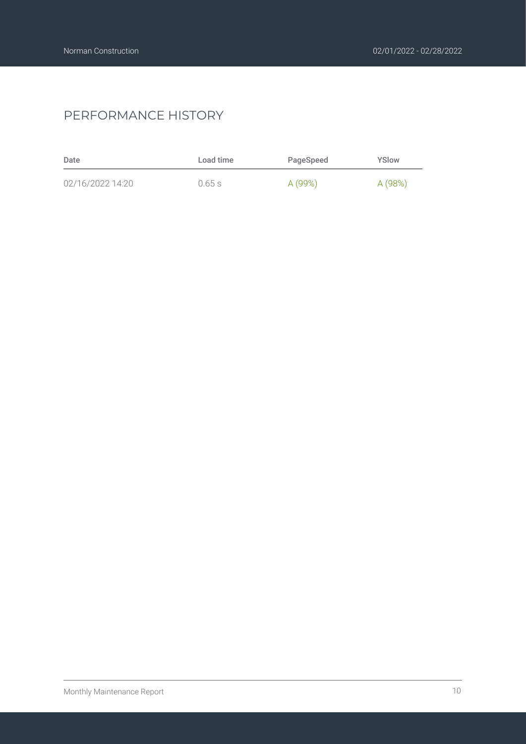## PERFORMANCE HISTORY

| Date | Load time | PageSpeed | YSlow |
| --- | --- | --- | --- |
| 02/16/2022 14:20 | 0.65 s | A (99%) | A (98%) |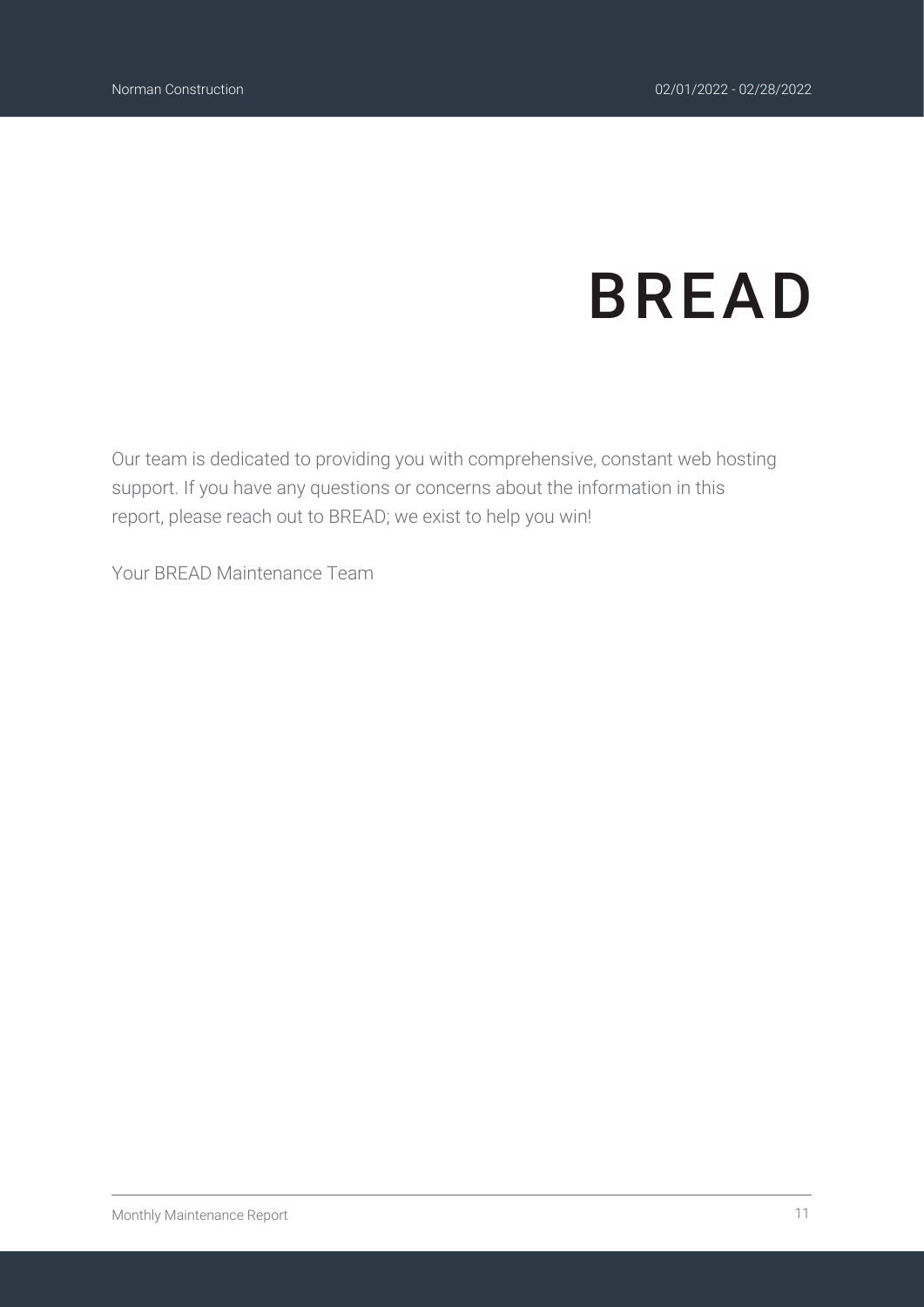# BREAD

Our team is dedicated to providing you with comprehensive, constant web hosting support. If you have any questions or concerns about the information in this report, please reach out to BREAD; we exist to help you win!

Your BREAD Maintenance Team